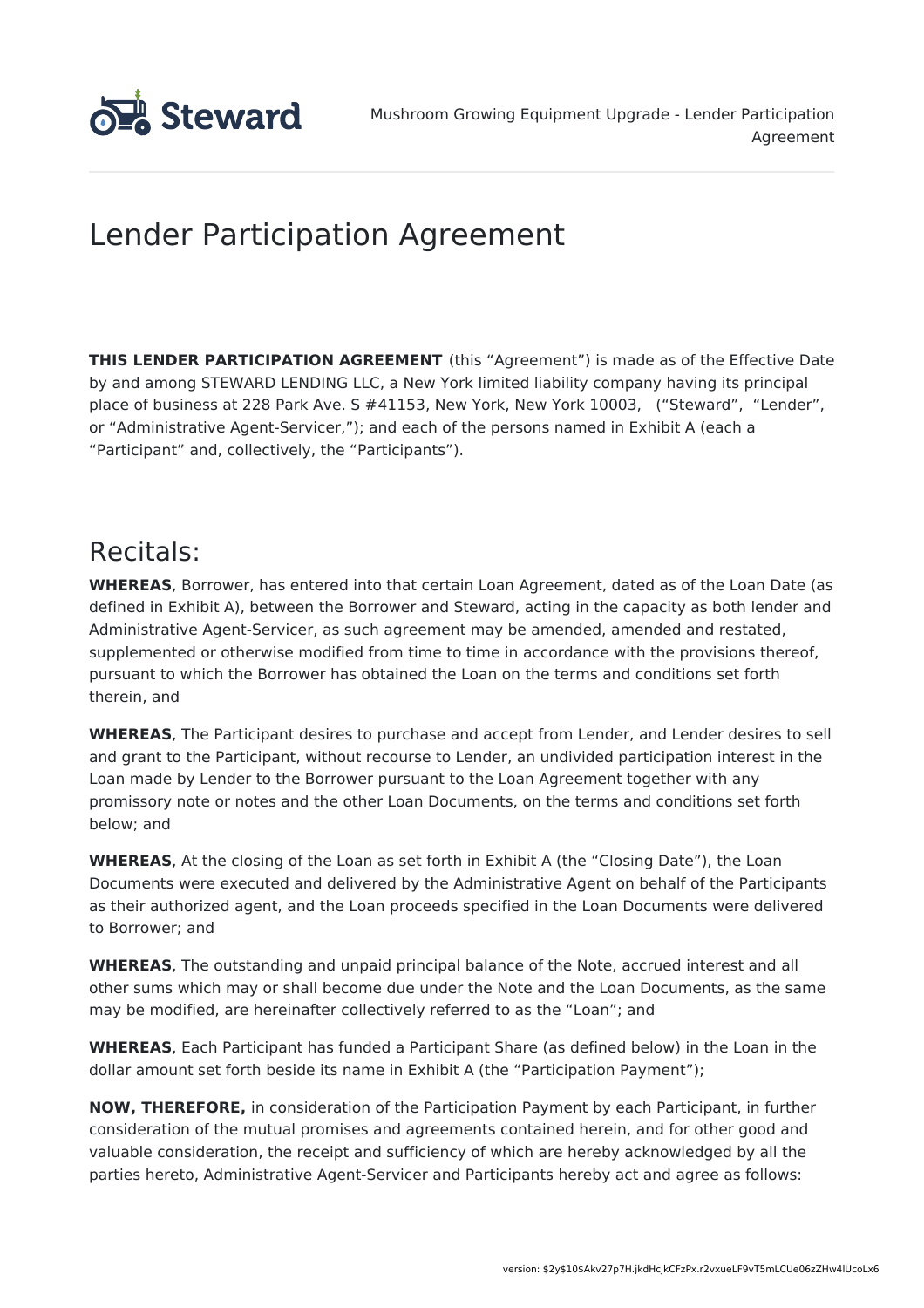# Lender Participation Agreement

**THIS LENDER PARTICIPATION AGREEMENT** (this "Agreement") is made as of the Effective Date by and among STEWARD LENDING LLC, a New York limited liability company having its principal place of business at 228 Park Ave. S #41153, New York, New York 10003, ("Steward", "Lender", or "Administrative Agent-Servicer,"); and each of the persons named in Exhibit A (each a "Participant" and, collectively, the "Participants").

## Recitals:

**WHEREAS**, Borrower, has entered into that certain Loan Agreement, dated as of the Loan Date (as defined in Exhibit A), between the Borrower and Steward, acting in the capacity as both lender and Administrative Agent-Servicer, as such agreement may be amended, amended and restated, supplemented or otherwise modified from time to time in accordance with the provisions thereof, pursuant to which the Borrower has obtained the Loan on the terms and conditions set forth therein, and

**WHEREAS**, The Participant desires to purchase and accept from Lender, and Lender desires to sell and grant to the Participant, without recourse to Lender, an undivided participation interest in the Loan made by Lender to the Borrower pursuant to the Loan Agreement together with any promissory note or notes and the other Loan Documents, on the terms and conditions set forth below; and

**WHEREAS**, At the closing of the Loan as set forth in Exhibit A (the "Closing Date"), the Loan Documents were executed and delivered by the Administrative Agent on behalf of the Participants as their authorized agent, and the Loan proceeds specified in the Loan Documents were delivered to Borrower; and

**WHEREAS**, The outstanding and unpaid principal balance of the Note, accrued interest and all other sums which may or shall become due under the Note and the Loan Documents, as the same may be modified, are hereinafter collectively referred to as the "Loan"; and

**WHEREAS**, Each Participant has funded a Participant Share (as defined below) in the Loan in the dollar amount set forth beside its name in Exhibit A (the "Participation Payment");

**NOW, THEREFORE,** in consideration of the Participation Payment by each Participant, in further consideration of the mutual promises and agreements contained herein, and for other good and valuable consideration, the receipt and sufficiency of which are hereby acknowledged by all the parties hereto, Administrative Agent-Servicer and Participants hereby act and agree as follows: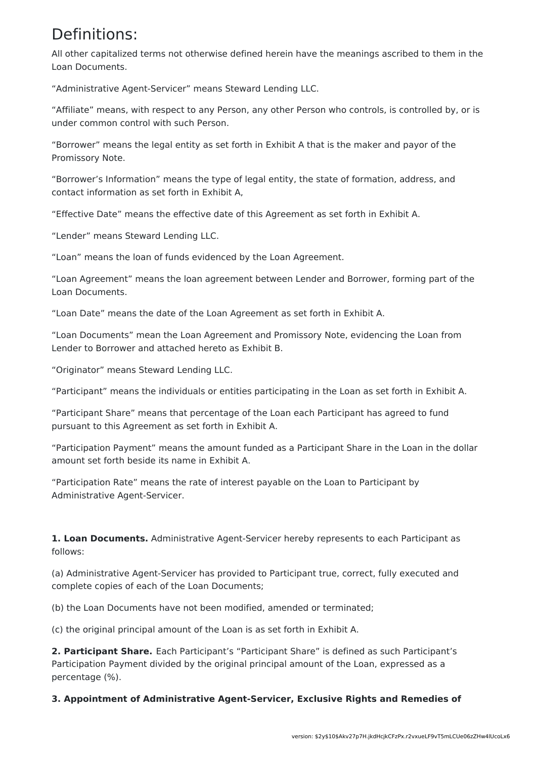# Definitions:

All other capitalized terms not otherwise defined herein have the meanings ascribed to them in the Loan Documents.

“Administrative Agent-Servicer” means Steward Lending LLC.

“Affiliate” means, with respect to any Person, any other Person who controls, is controlled by, or is under common control with such Person.

“Borrower” means the legal entity as set forth in Exhibit A that is the maker and payor of the Promissory Note.

“Borrower’s Information” means the type of legal entity, the state of formation, address, and contact information as set forth in Exhibit A,

“Effective Date” means the effective date of this Agreement as set forth in Exhibit A.

“Lender” means Steward Lending LLC.

“Loan” means the loan of funds evidenced by the Loan Agreement.

“Loan Agreement” means the loan agreement between Lender and Borrower, forming part of the Loan Documents.

“Loan Date” means the date of the Loan Agreement as set forth in Exhibit A.

“Loan Documents” mean the Loan Agreement and Promissory Note, evidencing the Loan from Lender to Borrower and attached hereto as Exhibit B.

“Originator” means Steward Lending LLC.

“Participant” means the individuals or entities participating in the Loan as set forth in Exhibit A.

“Participant Share” means that percentage of the Loan each Participant has agreed to fund pursuant to this Agreement as set forth in Exhibit A.

“Participation Payment” means the amount funded as a Participant Share in the Loan in the dollar amount set forth beside its name in Exhibit A.

“Participation Rate” means the rate of interest payable on the Loan to Participant by Administrative Agent-Servicer.

**1. Loan Documents.** Administrative Agent-Servicer hereby represents to each Participant as follows:

(a) Administrative Agent-Servicer has provided to Participant true, correct, fully executed and complete copies of each of the Loan Documents;

(b) the Loan Documents have not been modified, amended or terminated;

(c) the original principal amount of the Loan is as set forth in Exhibit A.

**2. Participant Share.** Each Participant’s “Participant Share” is defined as such Participant’s Participation Payment divided by the original principal amount of the Loan, expressed as a percentage (%).

**3. Appointment of Administrative Agent-Servicer, Exclusive Rights and Remedies of**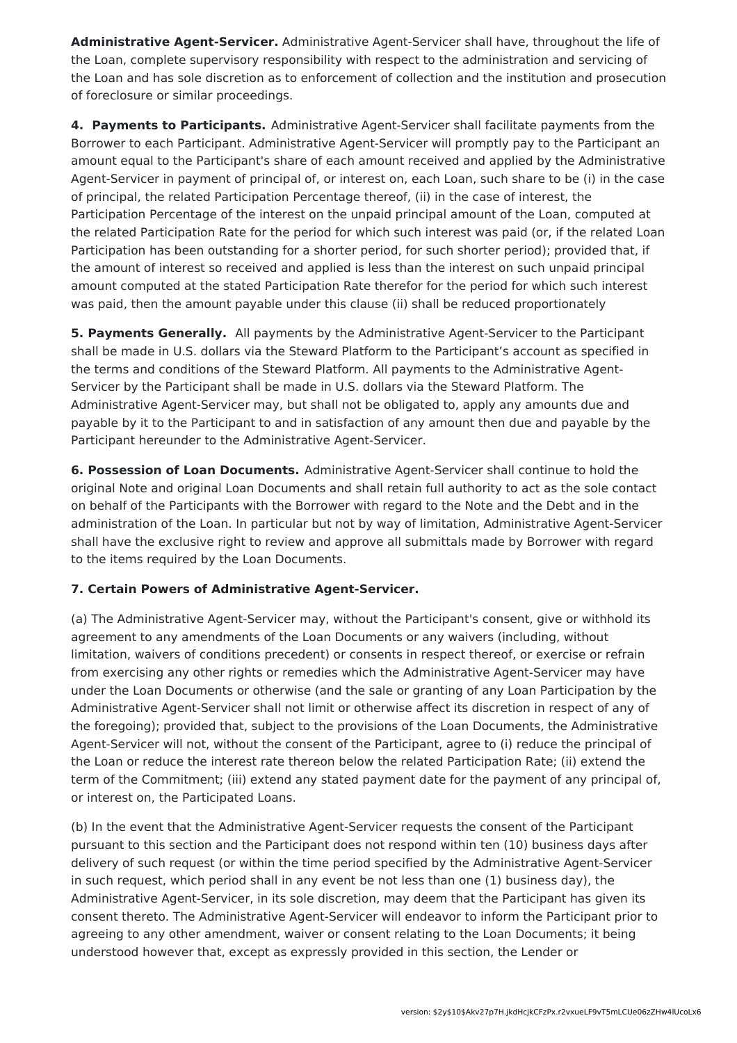**Administrative Agent-Servicer.** Administrative Agent-Servicer shall have, throughout the life of the Loan, complete supervisory responsibility with respect to the administration and servicing of the Loan and has sole discretion as to enforcement of collection and the institution and prosecution of foreclosure or similar proceedings.

**4. Payments to Participants.** Administrative Agent-Servicer shall facilitate payments from the Borrower to each Participant. Administrative Agent-Servicer will promptly pay to the Participant an amount equal to the Participant's share of each amount received and applied by the Administrative Agent-Servicer in payment of principal of, or interest on, each Loan, such share to be (i) in the case of principal, the related Participation Percentage thereof, (ii) in the case of interest, the Participation Percentage of the interest on the unpaid principal amount of the Loan, computed at the related Participation Rate for the period for which such interest was paid (or, if the related Loan Participation has been outstanding for a shorter period, for such shorter period); provided that, if the amount of interest so received and applied is less than the interest on such unpaid principal amount computed at the stated Participation Rate therefor for the period for which such interest was paid, then the amount payable under this clause (ii) shall be reduced proportionately

**5. Payments Generally.** All payments by the Administrative Agent-Servicer to the Participant shall be made in U.S. dollars via the Steward Platform to the Participant's account as specified in the terms and conditions of the Steward Platform. All payments to the Administrative Agent-Servicer by the Participant shall be made in U.S. dollars via the Steward Platform. The Administrative Agent-Servicer may, but shall not be obligated to, apply any amounts due and payable by it to the Participant to and in satisfaction of any amount then due and payable by the Participant hereunder to the Administrative Agent-Servicer.

**6. Possession of Loan Documents.** Administrative Agent-Servicer shall continue to hold the original Note and original Loan Documents and shall retain full authority to act as the sole contact on behalf of the Participants with the Borrower with regard to the Note and the Debt and in the administration of the Loan. In particular but not by way of limitation, Administrative Agent-Servicer shall have the exclusive right to review and approve all submittals made by Borrower with regard to the items required by the Loan Documents.

**7. Certain Powers of Administrative Agent-Servicer.**

(a) The Administrative Agent-Servicer may, without the Participant's consent, give or withhold its agreement to any amendments of the Loan Documents or any waivers (including, without limitation, waivers of conditions precedent) or consents in respect thereof, or exercise or refrain from exercising any other rights or remedies which the Administrative Agent-Servicer may have under the Loan Documents or otherwise (and the sale or granting of any Loan Participation by the Administrative Agent-Servicer shall not limit or otherwise affect its discretion in respect of any of the foregoing); provided that, subject to the provisions of the Loan Documents, the Administrative Agent-Servicer will not, without the consent of the Participant, agree to (i) reduce the principal of the Loan or reduce the interest rate thereon below the related Participation Rate; (ii) extend the term of the Commitment; (iii) extend any stated payment date for the payment of any principal of, or interest on, the Participated Loans.

(b) In the event that the Administrative Agent-Servicer requests the consent of the Participant pursuant to this section and the Participant does not respond within ten (10) business days after delivery of such request (or within the time period specified by the Administrative Agent-Servicer in such request, which period shall in any event be not less than one (1) business day), the Administrative Agent-Servicer, in its sole discretion, may deem that the Participant has given its consent thereto. The Administrative Agent-Servicer will endeavor to inform the Participant prior to agreeing to any other amendment, waiver or consent relating to the Loan Documents; it being understood however that, except as expressly provided in this section, the Lender or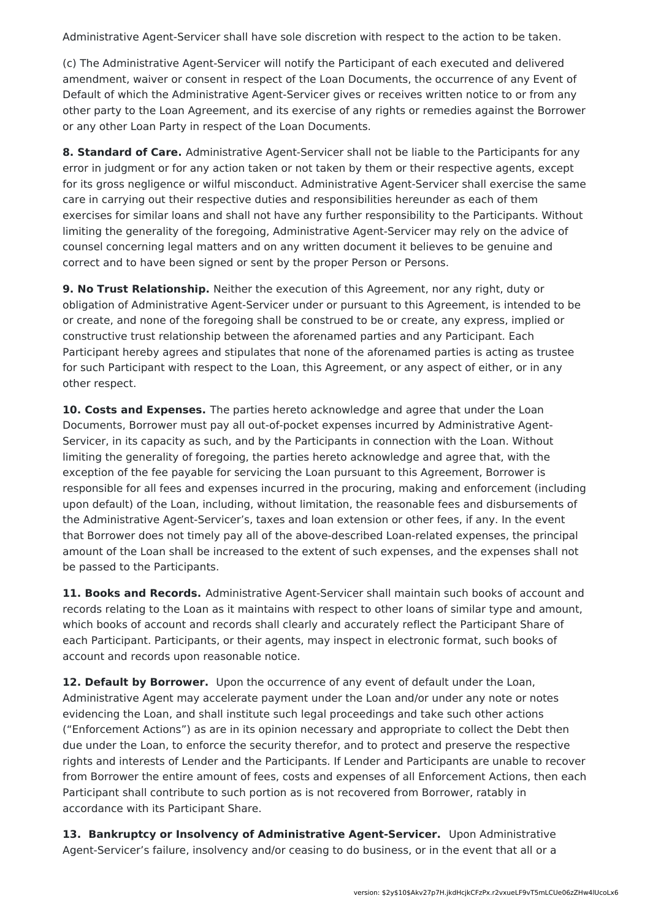Administrative Agent-Servicer shall have sole discretion with respect to the action to be taken.

(c) The Administrative Agent-Servicer will notify the Participant of each executed and delivered amendment, waiver or consent in respect of the Loan Documents, the occurrence of any Event of Default of which the Administrative Agent-Servicer gives or receives written notice to or from any other party to the Loan Agreement, and its exercise of any rights or remedies against the Borrower or any other Loan Party in respect of the Loan Documents.

**8. Standard of Care.** Administrative Agent-Servicer shall not be liable to the Participants for any error in judgment or for any action taken or not taken by them or their respective agents, except for its gross negligence or wilful misconduct. Administrative Agent-Servicer shall exercise the same care in carrying out their respective duties and responsibilities hereunder as each of them exercises for similar loans and shall not have any further responsibility to the Participants. Without limiting the generality of the foregoing, Administrative Agent-Servicer may rely on the advice of counsel concerning legal matters and on any written document it believes to be genuine and correct and to have been signed or sent by the proper Person or Persons.

**9. No Trust Relationship.** Neither the execution of this Agreement, nor any right, duty or obligation of Administrative Agent-Servicer under or pursuant to this Agreement, is intended to be or create, and none of the foregoing shall be construed to be or create, any express, implied or constructive trust relationship between the aforenamed parties and any Participant. Each Participant hereby agrees and stipulates that none of the aforenamed parties is acting as trustee for such Participant with respect to the Loan, this Agreement, or any aspect of either, or in any other respect.

**10. Costs and Expenses.** The parties hereto acknowledge and agree that under the Loan Documents, Borrower must pay all out-of-pocket expenses incurred by Administrative Agent-Servicer, in its capacity as such, and by the Participants in connection with the Loan. Without limiting the generality of foregoing, the parties hereto acknowledge and agree that, with the exception of the fee payable for servicing the Loan pursuant to this Agreement, Borrower is responsible for all fees and expenses incurred in the procuring, making and enforcement (including upon default) of the Loan, including, without limitation, the reasonable fees and disbursements of the Administrative Agent-Servicer's, taxes and loan extension or other fees, if any. In the event that Borrower does not timely pay all of the above-described Loan-related expenses, the principal amount of the Loan shall be increased to the extent of such expenses, and the expenses shall not be passed to the Participants.

**11. Books and Records.** Administrative Agent-Servicer shall maintain such books of account and records relating to the Loan as it maintains with respect to other loans of similar type and amount, which books of account and records shall clearly and accurately reflect the Participant Share of each Participant. Participants, or their agents, may inspect in electronic format, such books of account and records upon reasonable notice.

**12. Default by Borrower.** Upon the occurrence of any event of default under the Loan, Administrative Agent may accelerate payment under the Loan and/or under any note or notes evidencing the Loan, and shall institute such legal proceedings and take such other actions ("Enforcement Actions") as are in its opinion necessary and appropriate to collect the Debt then due under the Loan, to enforce the security therefor, and to protect and preserve the respective rights and interests of Lender and the Participants. If Lender and Participants are unable to recover from Borrower the entire amount of fees, costs and expenses of all Enforcement Actions, then each Participant shall contribute to such portion as is not recovered from Borrower, ratably in accordance with its Participant Share.

**13. Bankruptcy or Insolvency of Administrative Agent-Servicer.** Upon Administrative Agent-Servicer's failure, insolvency and/or ceasing to do business, or in the event that all or a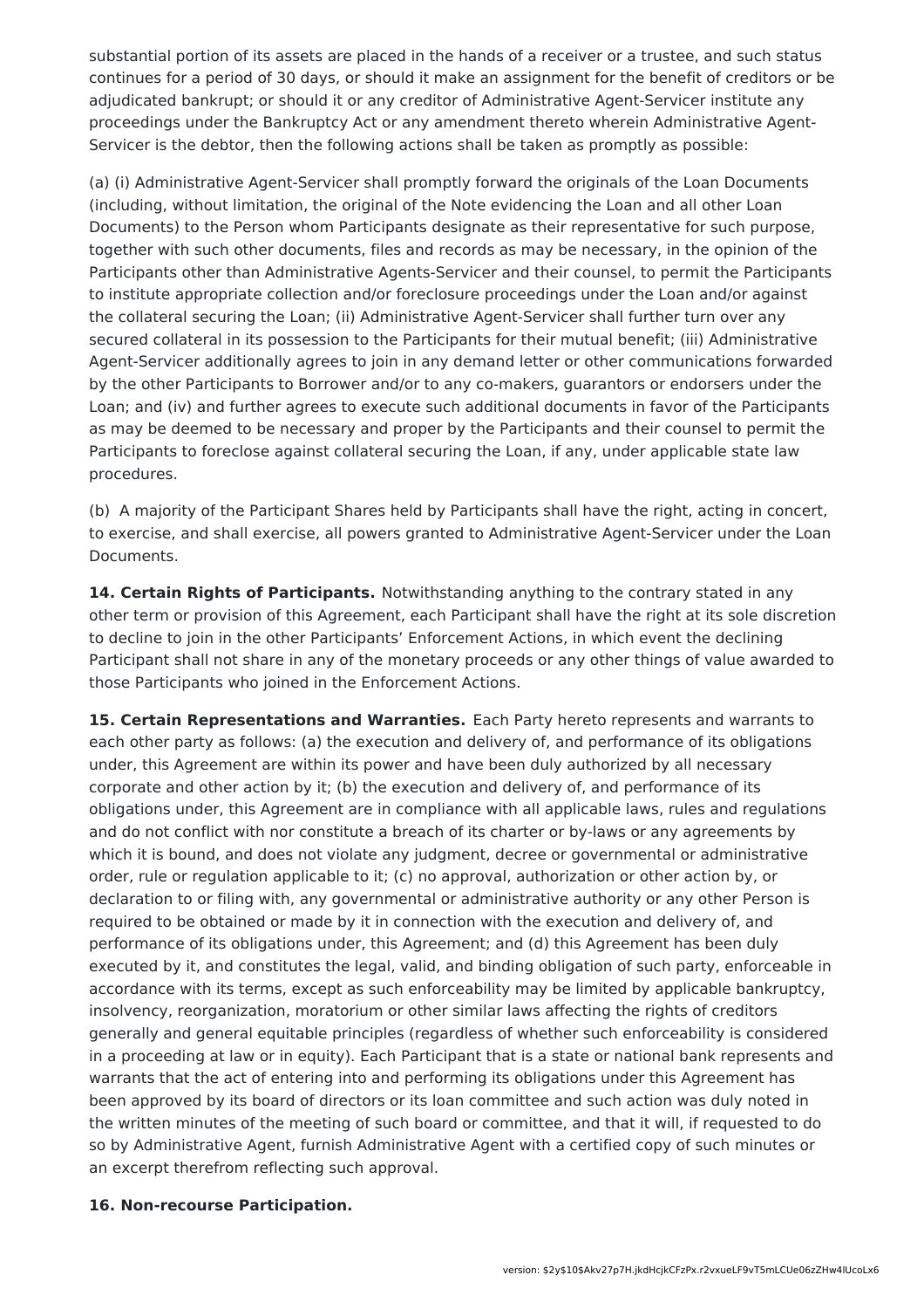substantial portion of its assets are placed in the hands of a receiver or a trustee, and such status continues for a period of 30 days, or should it make an assignment for the benefit of creditors or be adjudicated bankrupt; or should it or any creditor of Administrative Agent-Servicer institute any proceedings under the Bankruptcy Act or any amendment thereto wherein Administrative Agent-Servicer is the debtor, then the following actions shall be taken as promptly as possible:

(a) (i) Administrative Agent-Servicer shall promptly forward the originals of the Loan Documents (including, without limitation, the original of the Note evidencing the Loan and all other Loan Documents) to the Person whom Participants designate as their representative for such purpose, together with such other documents, files and records as may be necessary, in the opinion of the Participants other than Administrative Agents-Servicer and their counsel, to permit the Participants to institute appropriate collection and/or foreclosure proceedings under the Loan and/or against the collateral securing the Loan; (ii) Administrative Agent-Servicer shall further turn over any secured collateral in its possession to the Participants for their mutual benefit; (iii) Administrative Agent-Servicer additionally agrees to join in any demand letter or other communications forwarded by the other Participants to Borrower and/or to any co-makers, guarantors or endorsers under the Loan; and (iv) and further agrees to execute such additional documents in favor of the Participants as may be deemed to be necessary and proper by the Participants and their counsel to permit the Participants to foreclose against collateral securing the Loan, if any, under applicable state law procedures.

(b) A majority of the Participant Shares held by Participants shall have the right, acting in concert, to exercise, and shall exercise, all powers granted to Administrative Agent-Servicer under the Loan Documents.

**14. Certain Rights of Participants.** Notwithstanding anything to the contrary stated in any other term or provision of this Agreement, each Participant shall have the right at its sole discretion to decline to join in the other Participants' Enforcement Actions, in which event the declining Participant shall not share in any of the monetary proceeds or any other things of value awarded to those Participants who joined in the Enforcement Actions.

**15. Certain Representations and Warranties.** Each Party hereto represents and warrants to each other party as follows: (a) the execution and delivery of, and performance of its obligations under, this Agreement are within its power and have been duly authorized by all necessary corporate and other action by it; (b) the execution and delivery of, and performance of its obligations under, this Agreement are in compliance with all applicable laws, rules and regulations and do not conflict with nor constitute a breach of its charter or by-laws or any agreements by which it is bound, and does not violate any judgment, decree or governmental or administrative order, rule or regulation applicable to it; (c) no approval, authorization or other action by, or declaration to or filing with, any governmental or administrative authority or any other Person is required to be obtained or made by it in connection with the execution and delivery of, and performance of its obligations under, this Agreement; and (d) this Agreement has been duly executed by it, and constitutes the legal, valid, and binding obligation of such party, enforceable in accordance with its terms, except as such enforceability may be limited by applicable bankruptcy, insolvency, reorganization, moratorium or other similar laws affecting the rights of creditors generally and general equitable principles (regardless of whether such enforceability is considered in a proceeding at law or in equity). Each Participant that is a state or national bank represents and warrants that the act of entering into and performing its obligations under this Agreement has been approved by its board of directors or its loan committee and such action was duly noted in the written minutes of the meeting of such board or committee, and that it will, if requested to do so by Administrative Agent, furnish Administrative Agent with a certified copy of such minutes or an excerpt therefrom reflecting such approval.

**16. Non-recourse Participation.**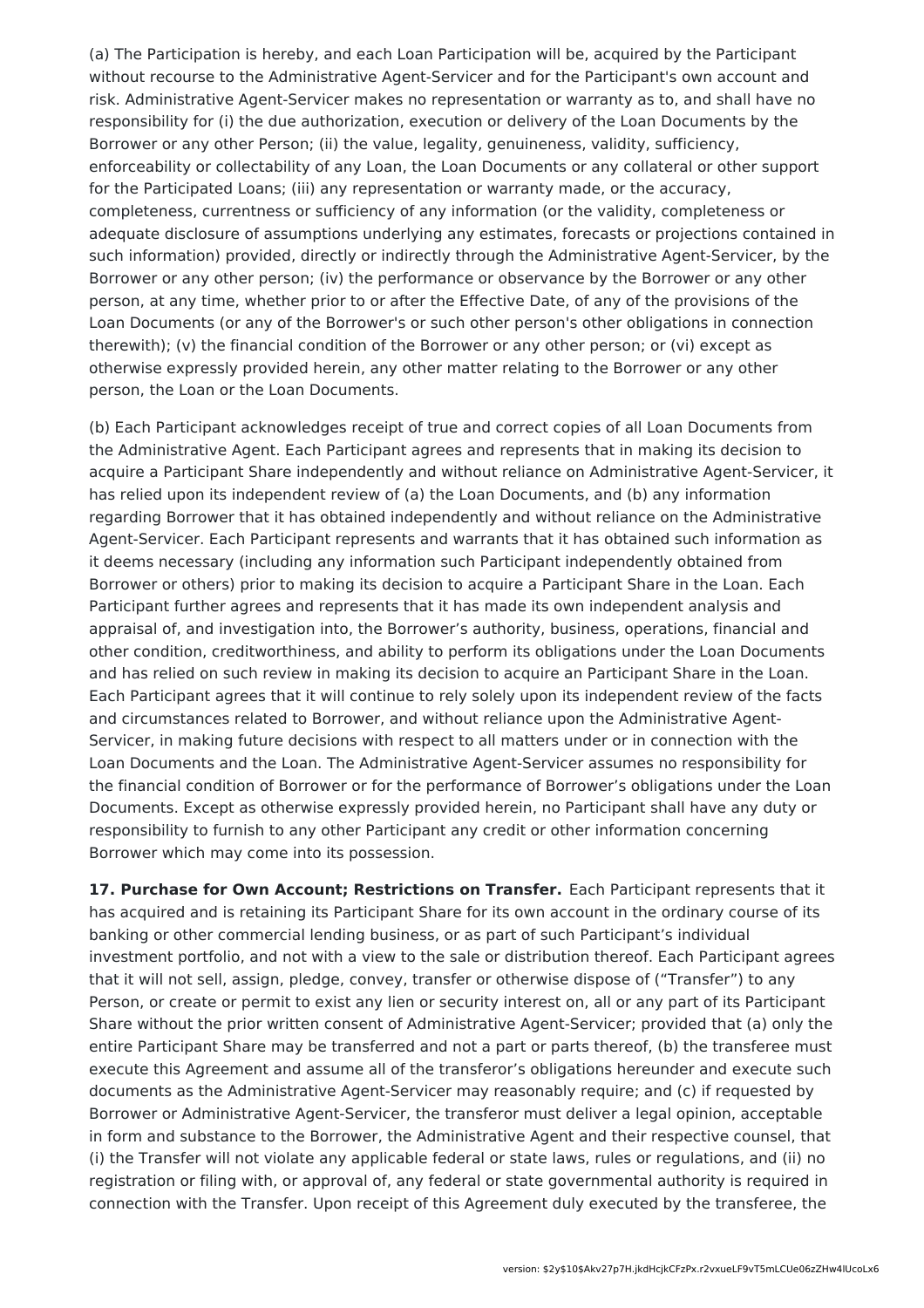(a) The Participation is hereby, and each Loan Participation will be, acquired by the Participant without recourse to the Administrative Agent-Servicer and for the Participant's own account and risk. Administrative Agent-Servicer makes no representation or warranty as to, and shall have no responsibility for (i) the due authorization, execution or delivery of the Loan Documents by the Borrower or any other Person; (ii) the value, legality, genuineness, validity, sufficiency, enforceability or collectability of any Loan, the Loan Documents or any collateral or other support for the Participated Loans; (iii) any representation or warranty made, or the accuracy, completeness, currentness or sufficiency of any information (or the validity, completeness or adequate disclosure of assumptions underlying any estimates, forecasts or projections contained in such information) provided, directly or indirectly through the Administrative Agent-Servicer, by the Borrower or any other person; (iv) the performance or observance by the Borrower or any other person, at any time, whether prior to or after the Effective Date, of any of the provisions of the Loan Documents (or any of the Borrower's or such other person's other obligations in connection therewith); (v) the financial condition of the Borrower or any other person; or (vi) except as otherwise expressly provided herein, any other matter relating to the Borrower or any other person, the Loan or the Loan Documents.

(b) Each Participant acknowledges receipt of true and correct copies of all Loan Documents from the Administrative Agent. Each Participant agrees and represents that in making its decision to acquire a Participant Share independently and without reliance on Administrative Agent-Servicer, it has relied upon its independent review of (a) the Loan Documents, and (b) any information regarding Borrower that it has obtained independently and without reliance on the Administrative Agent-Servicer. Each Participant represents and warrants that it has obtained such information as it deems necessary (including any information such Participant independently obtained from Borrower or others) prior to making its decision to acquire a Participant Share in the Loan. Each Participant further agrees and represents that it has made its own independent analysis and appraisal of, and investigation into, the Borrower's authority, business, operations, financial and other condition, creditworthiness, and ability to perform its obligations under the Loan Documents and has relied on such review in making its decision to acquire an Participant Share in the Loan. Each Participant agrees that it will continue to rely solely upon its independent review of the facts and circumstances related to Borrower, and without reliance upon the Administrative Agent-Servicer, in making future decisions with respect to all matters under or in connection with the Loan Documents and the Loan. The Administrative Agent-Servicer assumes no responsibility for the financial condition of Borrower or for the performance of Borrower's obligations under the Loan Documents. Except as otherwise expressly provided herein, no Participant shall have any duty or responsibility to furnish to any other Participant any credit or other information concerning Borrower which may come into its possession.

**17. Purchase for Own Account; Restrictions on Transfer.** Each Participant represents that it has acquired and is retaining its Participant Share for its own account in the ordinary course of its banking or other commercial lending business, or as part of such Participant's individual investment portfolio, and not with a view to the sale or distribution thereof. Each Participant agrees that it will not sell, assign, pledge, convey, transfer or otherwise dispose of ("Transfer") to any Person, or create or permit to exist any lien or security interest on, all or any part of its Participant Share without the prior written consent of Administrative Agent-Servicer; provided that (a) only the entire Participant Share may be transferred and not a part or parts thereof, (b) the transferee must execute this Agreement and assume all of the transferor's obligations hereunder and execute such documents as the Administrative Agent-Servicer may reasonably require; and (c) if requested by Borrower or Administrative Agent-Servicer, the transferor must deliver a legal opinion, acceptable in form and substance to the Borrower, the Administrative Agent and their respective counsel, that (i) the Transfer will not violate any applicable federal or state laws, rules or regulations, and (ii) no registration or filing with, or approval of, any federal or state governmental authority is required in connection with the Transfer. Upon receipt of this Agreement duly executed by the transferee, the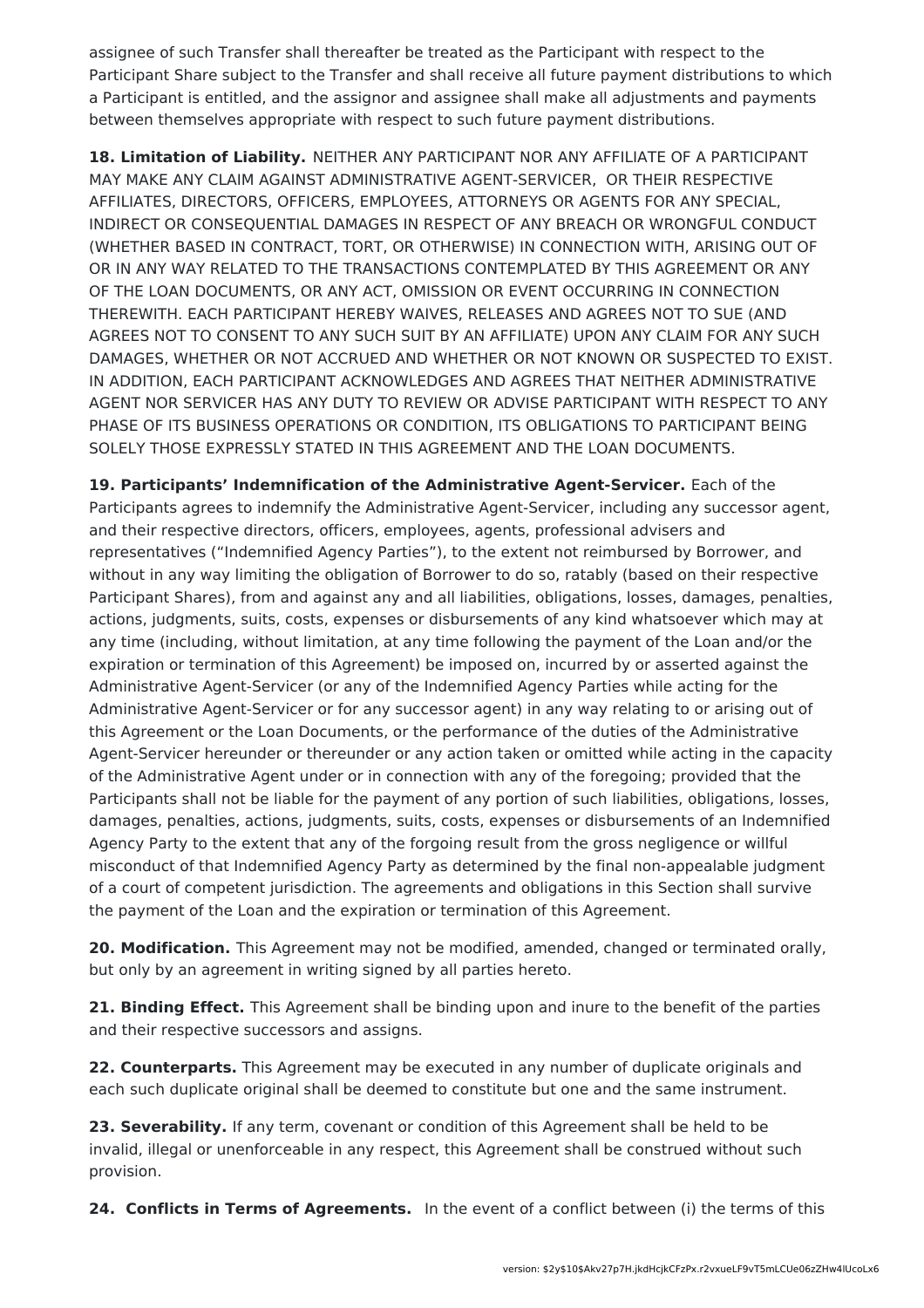assignee of such Transfer shall thereafter be treated as the Participant with respect to the Participant Share subject to the Transfer and shall receive all future payment distributions to which a Participant is entitled, and the assignor and assignee shall make all adjustments and payments between themselves appropriate with respect to such future payment distributions.

**18. Limitation of Liability.** NEITHER ANY PARTICIPANT NOR ANY AFFILIATE OF A PARTICIPANT MAY MAKE ANY CLAIM AGAINST ADMINISTRATIVE AGENT-SERVICER, OR THEIR RESPECTIVE AFFILIATES, DIRECTORS, OFFICERS, EMPLOYEES, ATTORNEYS OR AGENTS FOR ANY SPECIAL, INDIRECT OR CONSEQUENTIAL DAMAGES IN RESPECT OF ANY BREACH OR WRONGFUL CONDUCT (WHETHER BASED IN CONTRACT, TORT, OR OTHERWISE) IN CONNECTION WITH, ARISING OUT OF OR IN ANY WAY RELATED TO THE TRANSACTIONS CONTEMPLATED BY THIS AGREEMENT OR ANY OF THE LOAN DOCUMENTS, OR ANY ACT, OMISSION OR EVENT OCCURRING IN CONNECTION THEREWITH. EACH PARTICIPANT HEREBY WAIVES, RELEASES AND AGREES NOT TO SUE (AND AGREES NOT TO CONSENT TO ANY SUCH SUIT BY AN AFFILIATE) UPON ANY CLAIM FOR ANY SUCH DAMAGES, WHETHER OR NOT ACCRUED AND WHETHER OR NOT KNOWN OR SUSPECTED TO EXIST. IN ADDITION, EACH PARTICIPANT ACKNOWLEDGES AND AGREES THAT NEITHER ADMINISTRATIVE AGENT NOR SERVICER HAS ANY DUTY TO REVIEW OR ADVISE PARTICIPANT WITH RESPECT TO ANY PHASE OF ITS BUSINESS OPERATIONS OR CONDITION, ITS OBLIGATIONS TO PARTICIPANT BEING SOLELY THOSE EXPRESSLY STATED IN THIS AGREEMENT AND THE LOAN DOCUMENTS.

**19. Participants' Indemnification of the Administrative Agent-Servicer.** Each of the Participants agrees to indemnify the Administrative Agent-Servicer, including any successor agent, and their respective directors, officers, employees, agents, professional advisers and representatives ("Indemnified Agency Parties"), to the extent not reimbursed by Borrower, and without in any way limiting the obligation of Borrower to do so, ratably (based on their respective Participant Shares), from and against any and all liabilities, obligations, losses, damages, penalties, actions, judgments, suits, costs, expenses or disbursements of any kind whatsoever which may at any time (including, without limitation, at any time following the payment of the Loan and/or the expiration or termination of this Agreement) be imposed on, incurred by or asserted against the Administrative Agent-Servicer (or any of the Indemnified Agency Parties while acting for the Administrative Agent-Servicer or for any successor agent) in any way relating to or arising out of this Agreement or the Loan Documents, or the performance of the duties of the Administrative Agent-Servicer hereunder or thereunder or any action taken or omitted while acting in the capacity of the Administrative Agent under or in connection with any of the foregoing; provided that the Participants shall not be liable for the payment of any portion of such liabilities, obligations, losses, damages, penalties, actions, judgments, suits, costs, expenses or disbursements of an Indemnified Agency Party to the extent that any of the forgoing result from the gross negligence or willful misconduct of that Indemnified Agency Party as determined by the final non-appealable judgment of a court of competent jurisdiction. The agreements and obligations in this Section shall survive the payment of the Loan and the expiration or termination of this Agreement.

**20. Modification.** This Agreement may not be modified, amended, changed or terminated orally, but only by an agreement in writing signed by all parties hereto.

**21. Binding Effect.** This Agreement shall be binding upon and inure to the benefit of the parties and their respective successors and assigns.

**22. Counterparts.** This Agreement may be executed in any number of duplicate originals and each such duplicate original shall be deemed to constitute but one and the same instrument.

**23. Severability.** If any term, covenant or condition of this Agreement shall be held to be invalid, illegal or unenforceable in any respect, this Agreement shall be construed without such provision.

**24. Conflicts in Terms of Agreements.** In the event of a conflict between (i) the terms of this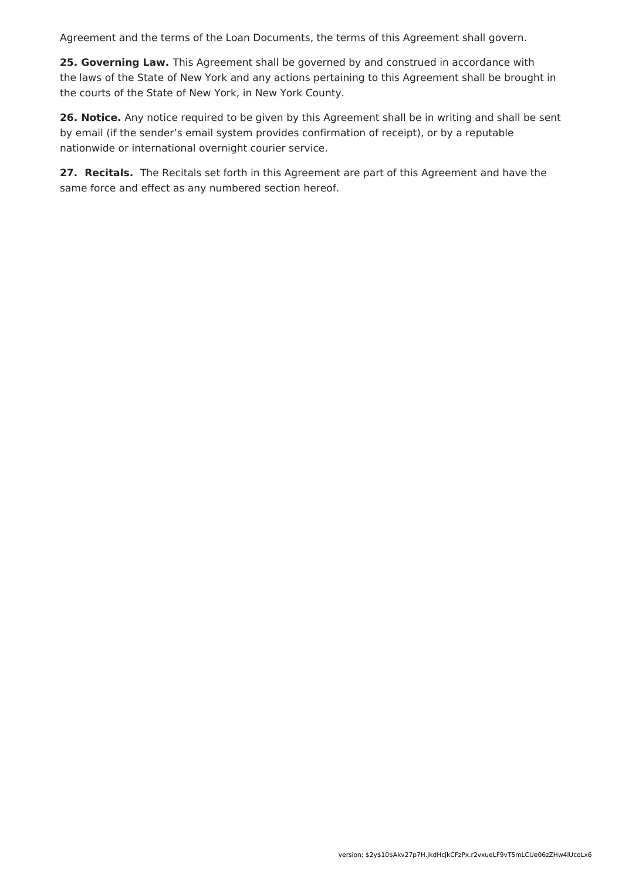Agreement and the terms of the Loan Documents, the terms of this Agreement shall govern.

**25. Governing Law.** This Agreement shall be governed by and construed in accordance with the laws of the State of New York and any actions pertaining to this Agreement shall be brought in the courts of the State of New York, in New York County.

**26. Notice.** Any notice required to be given by this Agreement shall be in writing and shall be sent by email (if the sender's email system provides confirmation of receipt), or by a reputable nationwide or international overnight courier service.

**27. Recitals.** The Recitals set forth in this Agreement are part of this Agreement and have the same force and effect as any numbered section hereof.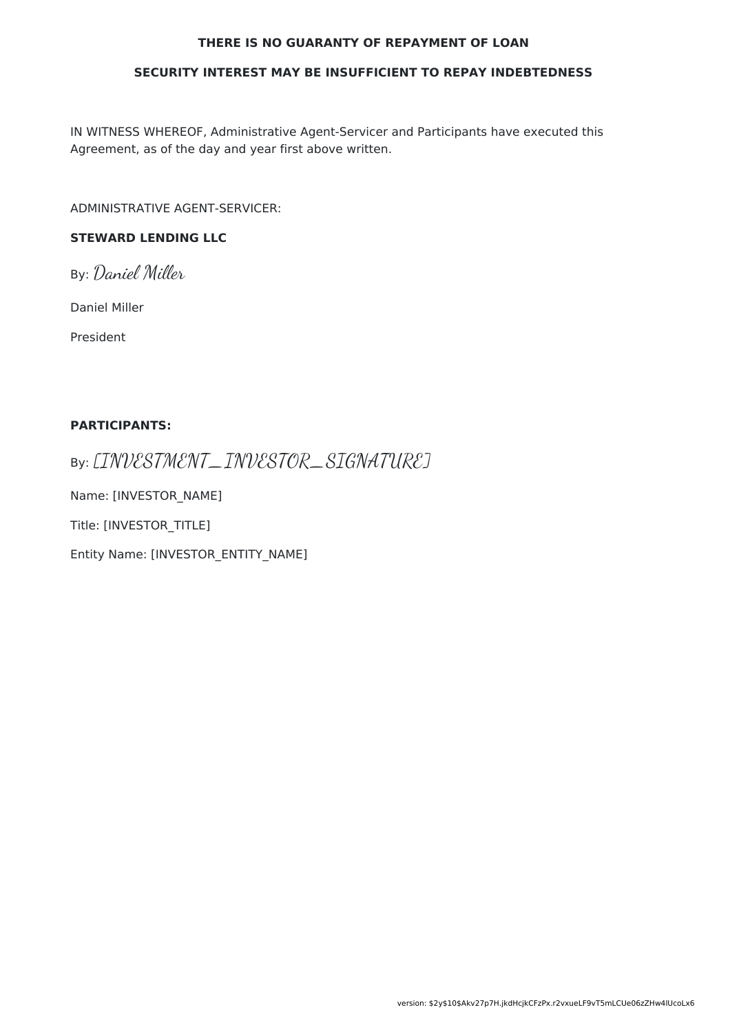**THERE IS NO GUARANTY OF REPAYMENT OF LOAN**

**SECURITY INTEREST MAY BE INSUFFICIENT TO REPAY INDEBTEDNESS**

IN WITNESS WHEREOF, Administrative Agent-Servicer and Participants have executed this Agreement, as of the day and year first above written.

ADMINISTRATIVE AGENT-SERVICER:

**STEWARD LENDING LLC**

By: *Daniel Miller*

Daniel Miller

President

**PARTICIPANTS:**

By: *[INVESTMENT_INVESTOR_SIGNATURE]*

Name: [INVESTOR_NAME]

Title: [INVESTOR_TITLE]

Entity Name: [INVESTOR_ENTITY_NAME]

version: $2y$10$Akv27p7H.jkdHcjkCFzPx.r2vxueLF9vT5mLCUe06zZHw4lUcoLx6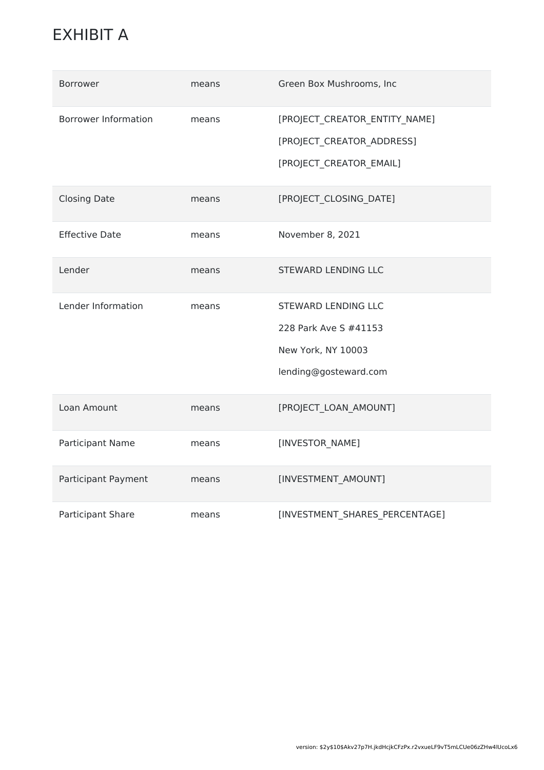# EXHIBIT A

| | | |
|---|---|---|
| Borrower | means | Green Box Mushrooms, Inc |
| Borrower Information | means | [PROJECT_CREATOR_ENTITY_NAME]<br>[PROJECT_CREATOR_ADDRESS]<br>[PROJECT_CREATOR_EMAIL] |
| Closing Date | means | [PROJECT_CLOSING_DATE] |
| Effective Date | means | November 8, 2021 |
| Lender | means | STEWARD LENDING LLC |
| Lender Information | means | STEWARD LENDING LLC<br>228 Park Ave S #41153<br>New York, NY 10003<br>lending@gosteward.com |
| Loan Amount | means | [PROJECT_LOAN_AMOUNT] |
| Participant Name | means | [INVESTOR_NAME] |
| Participant Payment | means | [INVESTMENT_AMOUNT] |
| Participant Share | means | [INVESTMENT_SHARES_PERCENTAGE] |

version: $2y$10$Akv27p7H.jkdHcjkCFzPx.r2vxueLF9vT5mLCUe06zZHw4lUcoLx6